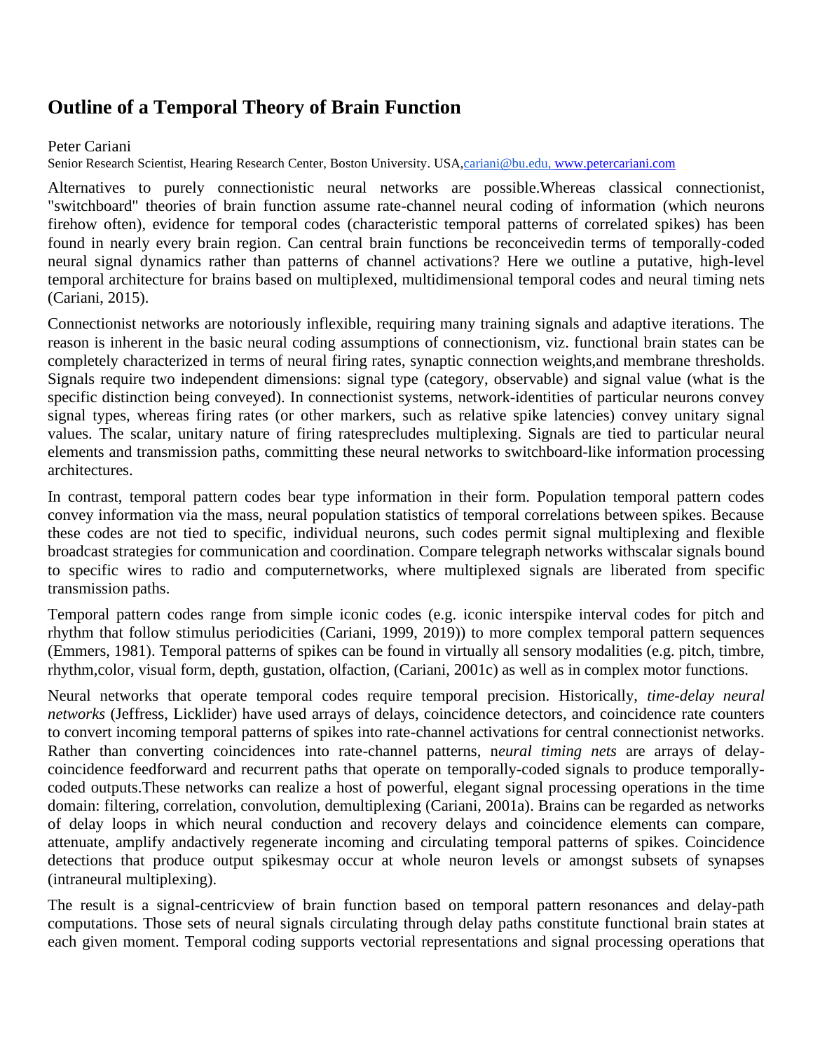# Outline of a Temporal Theory of Brain Function

Peter Cariani

Senior Research Scientist, Hearing Research Center, Boston University. USA,cariani@bu.edu, www.petercariani.com

Alternatives to purely connectionistic neural networks are possible.Whereas classical connectionist, "switchboard" theories of brain function assume rate-channel neural coding of information (which neurons firehow often), evidence for temporal codes (characteristic temporal patterns of correlated spikes) has been found in nearly every brain region. Can central brain functions be reconceivedin terms of temporally-coded neural signal dynamics rather than patterns of channel activations? Here we outline a putative, high-level temporal architecture for brains based on multiplexed, multidimensional temporal codes and neural timing nets (Cariani, 2015).

Connectionist networks are notoriously inflexible, requiring many training signals and adaptive iterations. The reason is inherent in the basic neural coding assumptions of connectionism, viz. functional brain states can be completely characterized in terms of neural firing rates, synaptic connection weights,and membrane thresholds. Signals require two independent dimensions: signal type (category, observable) and signal value (what is the specific distinction being conveyed). In connectionist systems, network-identities of particular neurons convey signal types, whereas firing rates (or other markers, such as relative spike latencies) convey unitary signal values. The scalar, unitary nature of firing ratesprecludes multiplexing. Signals are tied to particular neural elements and transmission paths, committing these neural networks to switchboard-like information processing architectures.

In contrast, temporal pattern codes bear type information in their form. Population temporal pattern codes convey information via the mass, neural population statistics of temporal correlations between spikes. Because these codes are not tied to specific, individual neurons, such codes permit signal multiplexing and flexible broadcast strategies for communication and coordination. Compare telegraph networks withscalar signals bound to specific wires to radio and computernetworks, where multiplexed signals are liberated from specific transmission paths.

Temporal pattern codes range from simple iconic codes (e.g. iconic interspike interval codes for pitch and rhythm that follow stimulus periodicities (Cariani, 1999, 2019)) to more complex temporal pattern sequences (Emmers, 1981). Temporal patterns of spikes can be found in virtually all sensory modalities (e.g. pitch, timbre, rhythm,color, visual form, depth, gustation, olfaction, (Cariani, 2001c) as well as in complex motor functions.

Neural networks that operate temporal codes require temporal precision. Historically, *time-delay neural networks* (Jeffress, Licklider) have used arrays of delays, coincidence detectors, and coincidence rate counters to convert incoming temporal patterns of spikes into rate-channel activations for central connectionist networks. Rather than converting coincidences into rate-channel patterns, n*eural timing nets* are arrays of delay-coincidence feedforward and recurrent paths that operate on temporally-coded signals to produce temporally-coded outputs.These networks can realize a host of powerful, elegant signal processing operations in the time domain: filtering, correlation, convolution, demultiplexing (Cariani, 2001a). Brains can be regarded as networks of delay loops in which neural conduction and recovery delays and coincidence elements can compare, attenuate, amplify andactively regenerate incoming and circulating temporal patterns of spikes. Coincidence detections that produce output spikesmay occur at whole neuron levels or amongst subsets of synapses (intraneural multiplexing).

The result is a signal-centricview of brain function based on temporal pattern resonances and delay-path computations. Those sets of neural signals circulating through delay paths constitute functional brain states at each given moment. Temporal coding supports vectorial representations and signal processing operations that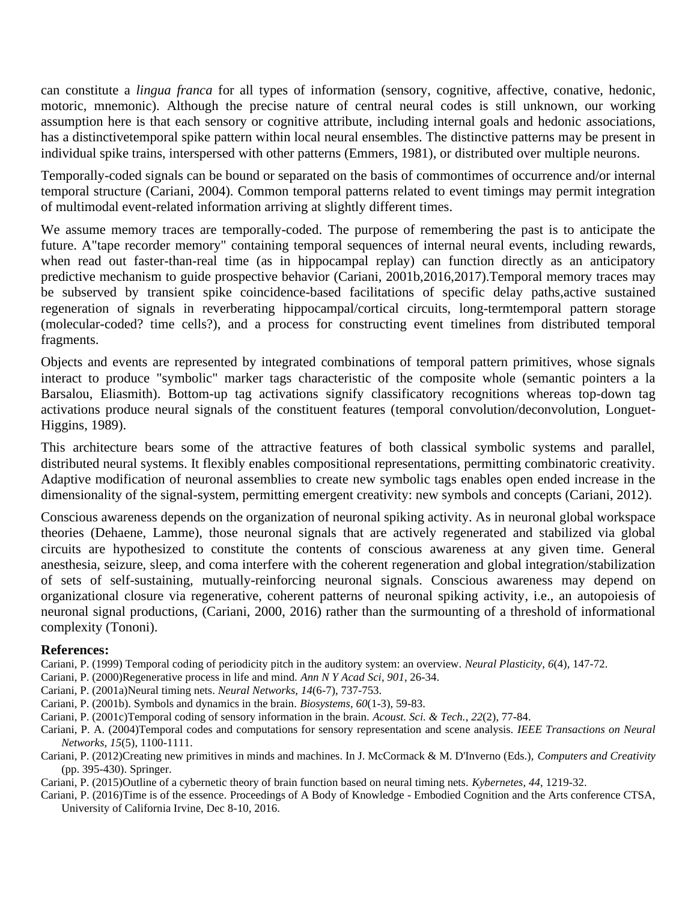can constitute a *lingua franca* for all types of information (sensory, cognitive, affective, conative, hedonic, motoric, mnemonic). Although the precise nature of central neural codes is still unknown, our working assumption here is that each sensory or cognitive attribute, including internal goals and hedonic associations, has a distinctivetemporal spike pattern within local neural ensembles. The distinctive patterns may be present in individual spike trains, interspersed with other patterns (Emmers, 1981), or distributed over multiple neurons.

Temporally-coded signals can be bound or separated on the basis of commontimes of occurrence and/or internal temporal structure (Cariani, 2004). Common temporal patterns related to event timings may permit integration of multimodal event-related information arriving at slightly different times.

We assume memory traces are temporally-coded. The purpose of remembering the past is to anticipate the future. A"tape recorder memory" containing temporal sequences of internal neural events, including rewards, when read out faster-than-real time (as in hippocampal replay) can function directly as an anticipatory predictive mechanism to guide prospective behavior (Cariani, 2001b,2016,2017).Temporal memory traces may be subserved by transient spike coincidence-based facilitations of specific delay paths,active sustained regeneration of signals in reverberating hippocampal/cortical circuits, long-termtemporal pattern storage (molecular-coded? time cells?), and a process for constructing event timelines from distributed temporal fragments.

Objects and events are represented by integrated combinations of temporal pattern primitives, whose signals interact to produce "symbolic" marker tags characteristic of the composite whole (semantic pointers a la Barsalou, Eliasmith). Bottom-up tag activations signify classificatory recognitions whereas top-down tag activations produce neural signals of the constituent features (temporal convolution/deconvolution, Longuet-Higgins, 1989).

This architecture bears some of the attractive features of both classical symbolic systems and parallel, distributed neural systems. It flexibly enables compositional representations, permitting combinatoric creativity. Adaptive modification of neuronal assemblies to create new symbolic tags enables open ended increase in the dimensionality of the signal-system, permitting emergent creativity: new symbols and concepts (Cariani, 2012).

Conscious awareness depends on the organization of neuronal spiking activity. As in neuronal global workspace theories (Dehaene, Lamme), those neuronal signals that are actively regenerated and stabilized via global circuits are hypothesized to constitute the contents of conscious awareness at any given time. General anesthesia, seizure, sleep, and coma interfere with the coherent regeneration and global integration/stabilization of sets of self-sustaining, mutually-reinforcing neuronal signals. Conscious awareness may depend on organizational closure via regenerative, coherent patterns of neuronal spiking activity, i.e., an autopoiesis of neuronal signal productions, (Cariani, 2000, 2016) rather than the surmounting of a threshold of informational complexity (Tononi).

**References:**

Cariani, P. (1999) Temporal coding of periodicity pitch in the auditory system: an overview. *Neural Plasticity*, *6*(4), 147-72.

Cariani, P. (2000)Regenerative process in life and mind. *Ann N Y Acad Sci*, *901*, 26-34.

Cariani, P. (2001a)Neural timing nets. *Neural Networks*, *14*(6-7), 737-753.

Cariani, P. (2001b). Symbols and dynamics in the brain. *Biosystems*, *60*(1-3), 59-83.

Cariani, P. (2001c)Temporal coding of sensory information in the brain. *Acoust. Sci. & Tech.*, *22*(2), 77-84.

Cariani, P. A. (2004)Temporal codes and computations for sensory representation and scene analysis. *IEEE Transactions on Neural Networks, 15*(5), 1100-1111.

Cariani, P. (2012)Creating new primitives in minds and machines. In J. McCormack & M. D'Inverno (Eds.)*, Computers and Creativity* (pp. 395-430). Springer.

Cariani, P. (2015)Outline of a cybernetic theory of brain function based on neural timing nets. *Kybernetes*, *44*, 1219-32.

Cariani, P. (2016)Time is of the essence. Proceedings of A Body of Knowledge - Embodied Cognition and the Arts conference CTSA, University of California Irvine, Dec 8-10, 2016.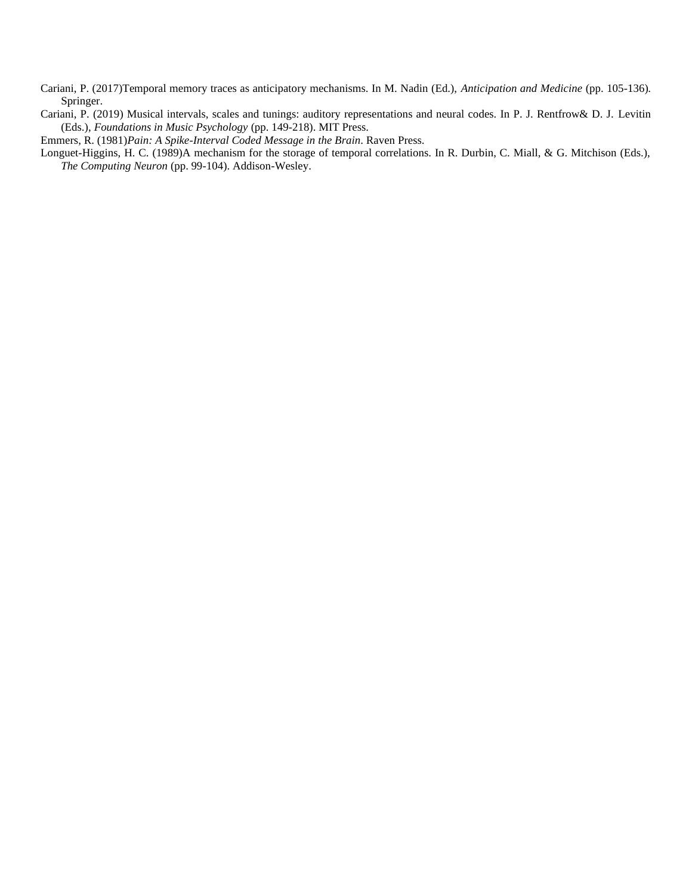Cariani, P. (2017)Temporal memory traces as anticipatory mechanisms. In M. Nadin (Ed.), *Anticipation and Medicine* (pp. 105-136). Springer.

Cariani, P. (2019) Musical intervals, scales and tunings: auditory representations and neural codes. In P. J. Rentfrow& D. J. Levitin (Eds.), *Foundations in Music Psychology* (pp. 149-218). MIT Press.

Emmers, R. (1981)*Pain: A Spike-Interval Coded Message in the Brain*. Raven Press.

Longuet-Higgins, H. C. (1989)A mechanism for the storage of temporal correlations. In R. Durbin, C. Miall, & G. Mitchison (Eds.), *The Computing Neuron* (pp. 99-104). Addison-Wesley.